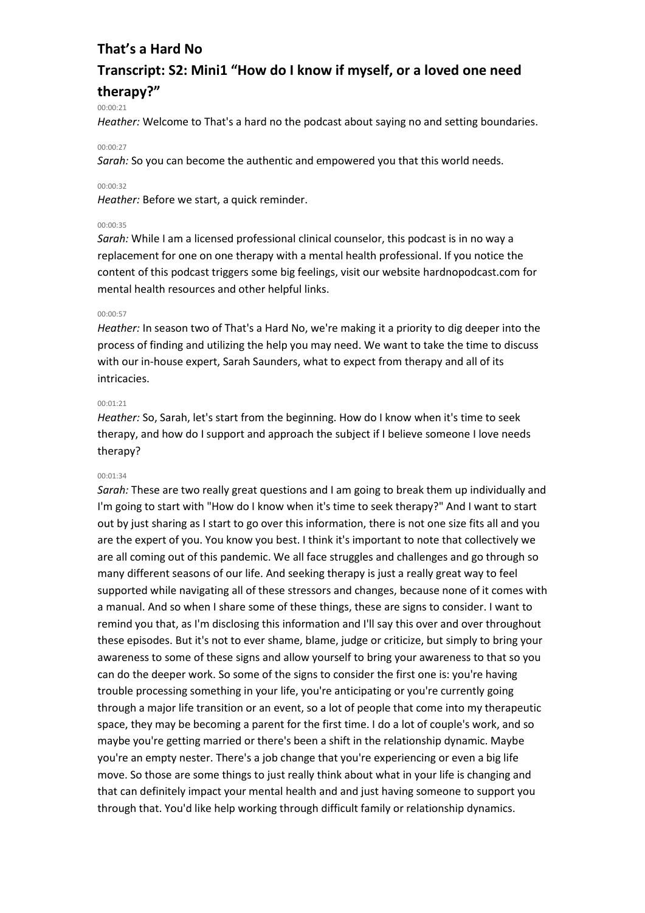# That's a Hard No

## Transcript: S2: Mini1 "How do I know if myself, or a loved one need therapy?"

00:00:21

*Heather:* Welcome to That's a hard no the podcast about saying no and setting boundaries.

00:00:27

*Sarah:* So you can become the authentic and empowered you that this world needs.

00:00:32

*Heather:* Before we start, a quick reminder.

00:00:35

*Sarah:* While I am a licensed professional clinical counselor, this podcast is in no way a replacement for one on one therapy with a mental health professional. If you notice the content of this podcast triggers some big feelings, visit our website hardnopodcast.com for mental health resources and other helpful links.

00:00:57

*Heather:* In season two of That's a Hard No, we're making it a priority to dig deeper into the process of finding and utilizing the help you may need. We want to take the time to discuss with our in-house expert, Sarah Saunders, what to expect from therapy and all of its intricacies.

00:01:21

*Heather:* So, Sarah, let's start from the beginning. How do I know when it's time to seek therapy, and how do I support and approach the subject if I believe someone I love needs therapy?

00:01:34

*Sarah:* These are two really great questions and I am going to break them up individually and I'm going to start with "How do I know when it's time to seek therapy?" And I want to start out by just sharing as I start to go over this information, there is not one size fits all and you are the expert of you. You know you best. I think it's important to note that collectively we are all coming out of this pandemic. We all face struggles and challenges and go through so many different seasons of our life. And seeking therapy is just a really great way to feel supported while navigating all of these stressors and changes, because none of it comes with a manual. And so when I share some of these things, these are signs to consider. I want to remind you that, as I'm disclosing this information and I'll say this over and over throughout these episodes. But it's not to ever shame, blame, judge or criticize, but simply to bring your awareness to some of these signs and allow yourself to bring your awareness to that so you can do the deeper work. So some of the signs to consider the first one is: you're having trouble processing something in your life, you're anticipating or you're currently going through a major life transition or an event, so a lot of people that come into my therapeutic space, they may be becoming a parent for the first time. I do a lot of couple's work, and so maybe you're getting married or there's been a shift in the relationship dynamic. Maybe you're an empty nester. There's a job change that you're experiencing or even a big life move. So those are some things to just really think about what in your life is changing and that can definitely impact your mental health and and just having someone to support you through that. You'd like help working through difficult family or relationship dynamics.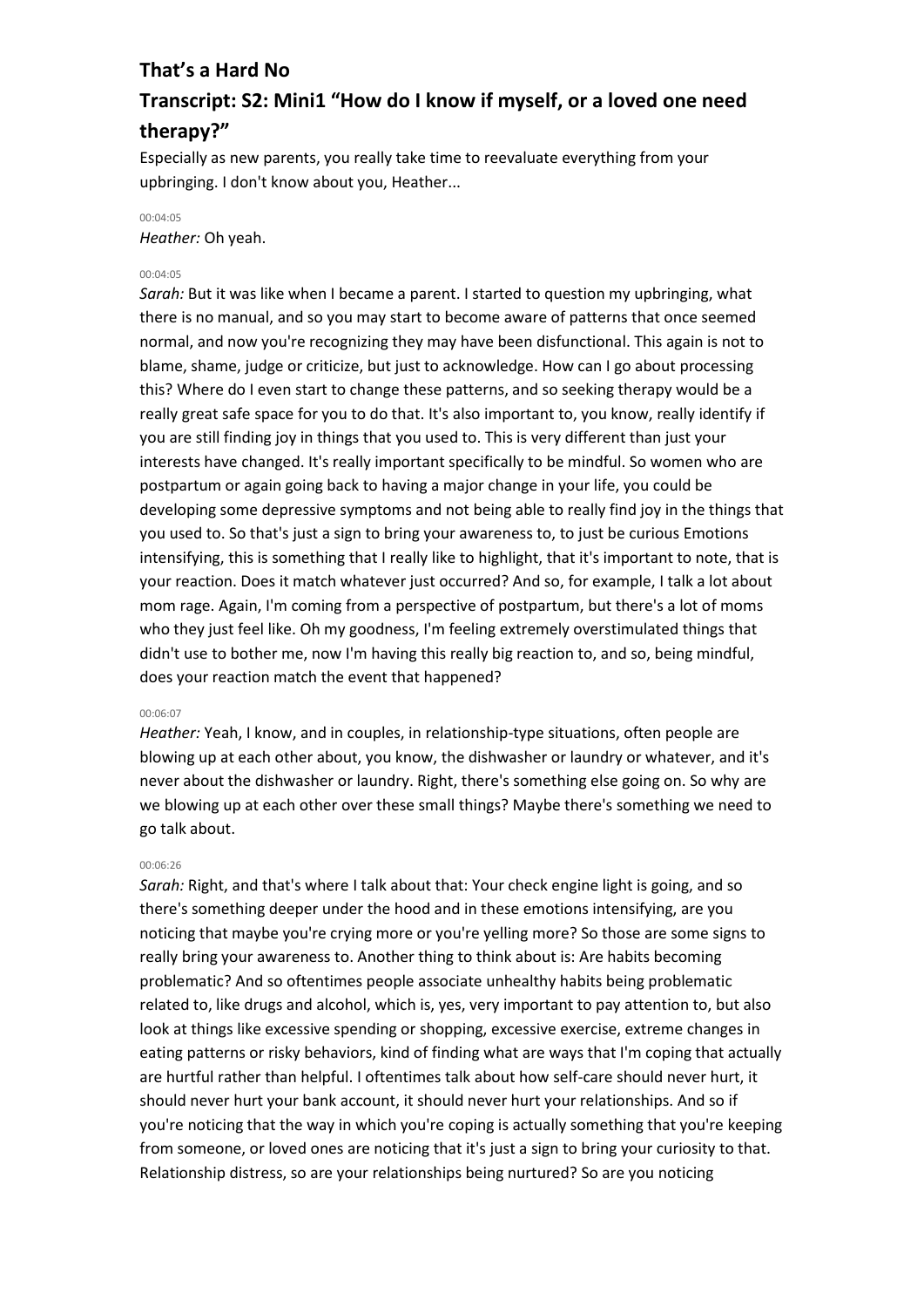**That's a Hard No**

**Transcript: S2: Mini1 "How do I know if myself, or a loved one need therapy?"**

Especially as new parents, you really take time to reevaluate everything from your upbringing. I don't know about you, Heather...

00:04:05

*Heather:* Oh yeah.

00:04:05

*Sarah:* But it was like when I became a parent. I started to question my upbringing, what there is no manual, and so you may start to become aware of patterns that once seemed normal, and now you're recognizing they may have been disfunctional. This again is not to blame, shame, judge or criticize, but just to acknowledge. How can I go about processing this? Where do I even start to change these patterns, and so seeking therapy would be a really great safe space for you to do that. It's also important to, you know, really identify if you are still finding joy in things that you used to. This is very different than just your interests have changed. It's really important specifically to be mindful. So women who are postpartum or again going back to having a major change in your life, you could be developing some depressive symptoms and not being able to really find joy in the things that you used to. So that's just a sign to bring your awareness to, to just be curious Emotions intensifying, this is something that I really like to highlight, that it's important to note, that is your reaction. Does it match whatever just occurred? And so, for example, I talk a lot about mom rage. Again, I'm coming from a perspective of postpartum, but there's a lot of moms who they just feel like. Oh my goodness, I'm feeling extremely overstimulated things that didn't use to bother me, now I'm having this really big reaction to, and so, being mindful, does your reaction match the event that happened?

00:06:07

*Heather:* Yeah, I know, and in couples, in relationship-type situations, often people are blowing up at each other about, you know, the dishwasher or laundry or whatever, and it's never about the dishwasher or laundry. Right, there's something else going on. So why are we blowing up at each other over these small things? Maybe there's something we need to go talk about.

00:06:26

*Sarah:* Right, and that's where I talk about that: Your check engine light is going, and so there's something deeper under the hood and in these emotions intensifying, are you noticing that maybe you're crying more or you're yelling more? So those are some signs to really bring your awareness to. Another thing to think about is: Are habits becoming problematic? And so oftentimes people associate unhealthy habits being problematic related to, like drugs and alcohol, which is, yes, very important to pay attention to, but also look at things like excessive spending or shopping, excessive exercise, extreme changes in eating patterns or risky behaviors, kind of finding what are ways that I'm coping that actually are hurtful rather than helpful. I oftentimes talk about how self-care should never hurt, it should never hurt your bank account, it should never hurt your relationships. And so if you're noticing that the way in which you're coping is actually something that you're keeping from someone, or loved ones are noticing that it's just a sign to bring your curiosity to that. Relationship distress, so are your relationships being nurtured? So are you noticing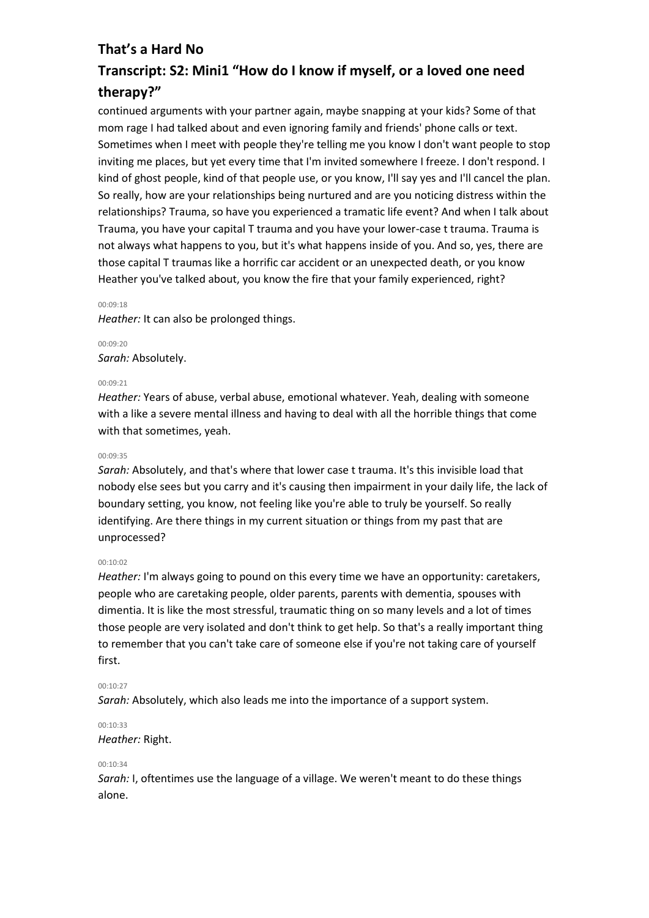continued arguments with your partner again, maybe snapping at your kids? Some of that mom rage I had talked about and even ignoring family and friends' phone calls or text. Sometimes when I meet with people they're telling me you know I don't want people to stop inviting me places, but yet every time that I'm invited somewhere I freeze. I don't respond. I kind of ghost people, kind of that people use, or you know, I'll say yes and I'll cancel the plan. So really, how are your relationships being nurtured and are you noticing distress within the relationships? Trauma, so have you experienced a tramatic life event? And when I talk about Trauma, you have your capital T trauma and you have your lower-case t trauma. Trauma is not always what happens to you, but it's what happens inside of you. And so, yes, there are those capital T traumas like a horrific car accident or an unexpected death, or you know Heather you've talked about, you know the fire that your family experienced, right?

00:09:18

*Heather:* It can also be prolonged things.

00:09:20

*Sarah:* Absolutely.

00:09:21

*Heather:* Years of abuse, verbal abuse, emotional whatever. Yeah, dealing with someone with a like a severe mental illness and having to deal with all the horrible things that come with that sometimes, yeah.

00:09:35

*Sarah:* Absolutely, and that's where that lower case t trauma. It's this invisible load that nobody else sees but you carry and it's causing then impairment in your daily life, the lack of boundary setting, you know, not feeling like you're able to truly be yourself. So really identifying. Are there things in my current situation or things from my past that are unprocessed?

00:10:02

*Heather:* I'm always going to pound on this every time we have an opportunity: caretakers, people who are caretaking people, older parents, parents with dementia, spouses with dimentia. It is like the most stressful, traumatic thing on so many levels and a lot of times those people are very isolated and don't think to get help. So that's a really important thing to remember that you can't take care of someone else if you're not taking care of yourself first.

00:10:27

*Sarah:* Absolutely, which also leads me into the importance of a support system.

00:10:33

*Heather:* Right.

00:10:34

*Sarah:* I, oftentimes use the language of a village. We weren't meant to do these things alone.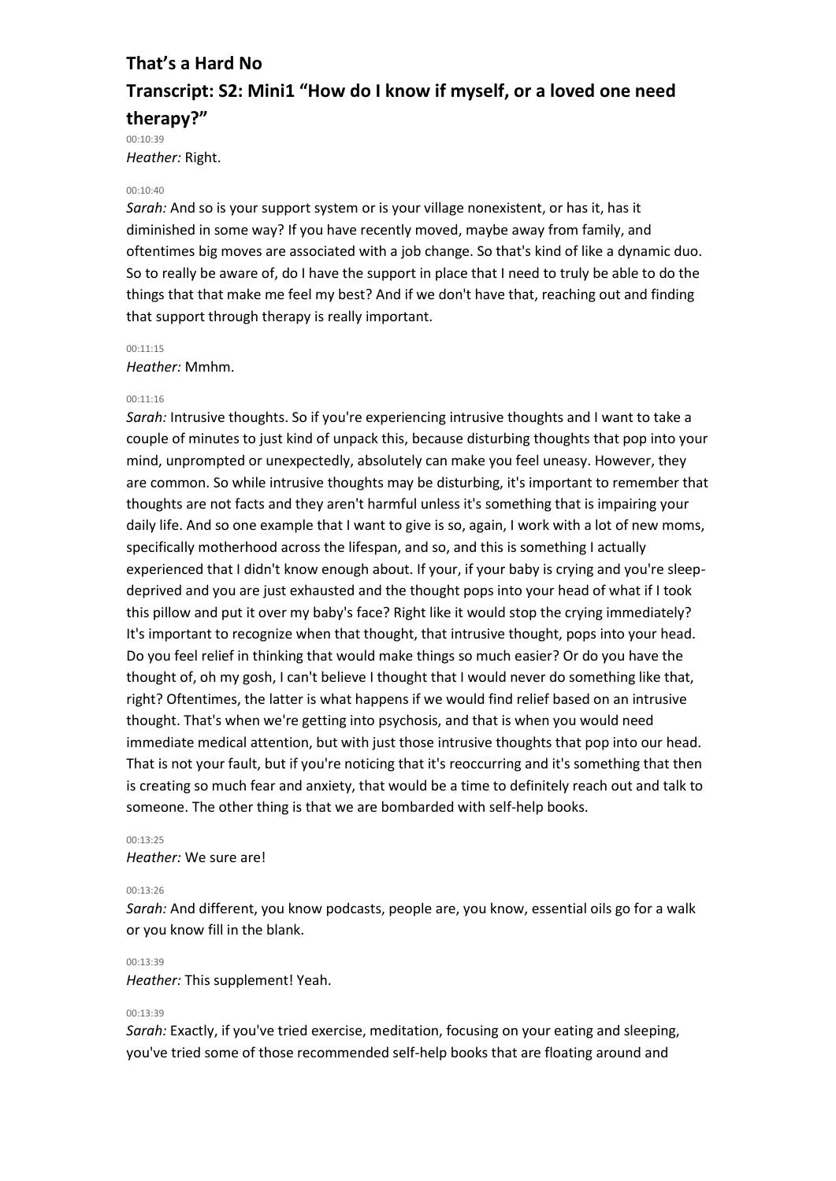**That's a Hard No**

**Transcript: S2: Mini1 "How do I know if myself, or a loved one need therapy?"**

00:10:39

*Heather:* Right.

00:10:40

*Sarah:* And so is your support system or is your village nonexistent, or has it, has it diminished in some way? If you have recently moved, maybe away from family, and oftentimes big moves are associated with a job change. So that's kind of like a dynamic duo. So to really be aware of, do I have the support in place that I need to truly be able to do the things that that make me feel my best? And if we don't have that, reaching out and finding that support through therapy is really important.

00:11:15

*Heather:* Mmhm.

00:11:16

*Sarah:* Intrusive thoughts. So if you're experiencing intrusive thoughts and I want to take a couple of minutes to just kind of unpack this, because disturbing thoughts that pop into your mind, unprompted or unexpectedly, absolutely can make you feel uneasy. However, they are common. So while intrusive thoughts may be disturbing, it's important to remember that thoughts are not facts and they aren't harmful unless it's something that is impairing your daily life. And so one example that I want to give is so, again, I work with a lot of new moms, specifically motherhood across the lifespan, and so, and this is something I actually experienced that I didn't know enough about. If your, if your baby is crying and you're sleep-deprived and you are just exhausted and the thought pops into your head of what if I took this pillow and put it over my baby's face? Right like it would stop the crying immediately? It's important to recognize when that thought, that intrusive thought, pops into your head. Do you feel relief in thinking that would make things so much easier? Or do you have the thought of, oh my gosh, I can't believe I thought that I would never do something like that, right? Oftentimes, the latter is what happens if we would find relief based on an intrusive thought. That's when we're getting into psychosis, and that is when you would need immediate medical attention, but with just those intrusive thoughts that pop into our head. That is not your fault, but if you're noticing that it's reoccurring and it's something that then is creating so much fear and anxiety, that would be a time to definitely reach out and talk to someone. The other thing is that we are bombarded with self-help books.

00:13:25

*Heather:* We sure are!

00:13:26

*Sarah:* And different, you know podcasts, people are, you know, essential oils go for a walk or you know fill in the blank.

00:13:39

*Heather:* This supplement! Yeah.

00:13:39

*Sarah:* Exactly, if you've tried exercise, meditation, focusing on your eating and sleeping, you've tried some of those recommended self-help books that are floating around and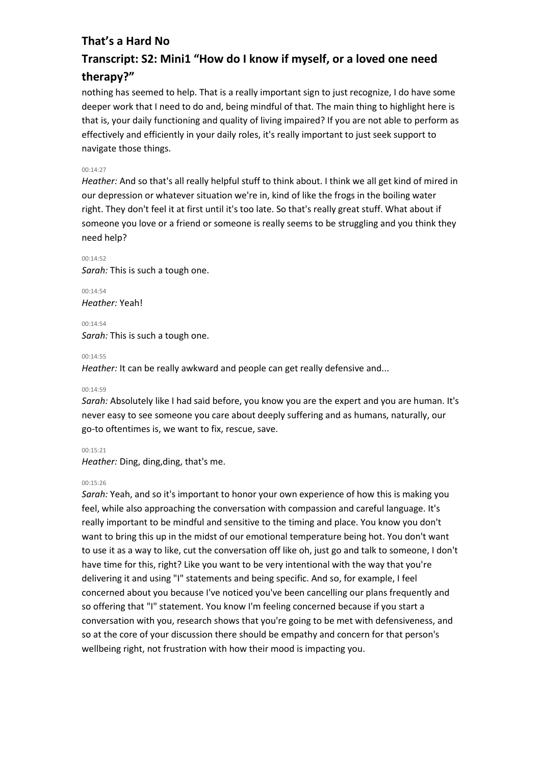nothing has seemed to help. That is a really important sign to just recognize, I do have some deeper work that I need to do and, being mindful of that. The main thing to highlight here is that is, your daily functioning and quality of living impaired? If you are not able to perform as effectively and efficiently in your daily roles, it's really important to just seek support to navigate those things.

00:14:27

*Heather:* And so that's all really helpful stuff to think about. I think we all get kind of mired in our depression or whatever situation we're in, kind of like the frogs in the boiling water right. They don't feel it at first until it's too late. So that's really great stuff. What about if someone you love or a friend or someone is really seems to be struggling and you think they need help?

00:14:52

*Sarah:* This is such a tough one.

00:14:54

*Heather:* Yeah!

00:14:54

*Sarah:* This is such a tough one.

00:14:55

*Heather:* It can be really awkward and people can get really defensive and...

00:14:59

*Sarah:* Absolutely like I had said before, you know you are the expert and you are human. It's never easy to see someone you care about deeply suffering and as humans, naturally, our go-to oftentimes is, we want to fix, rescue, save.

00:15:21

*Heather:* Ding, ding,ding, that's me.

00:15:26

*Sarah:* Yeah, and so it's important to honor your own experience of how this is making you feel, while also approaching the conversation with compassion and careful language. It's really important to be mindful and sensitive to the timing and place. You know you don't want to bring this up in the midst of our emotional temperature being hot. You don't want to use it as a way to like, cut the conversation off like oh, just go and talk to someone, I don't have time for this, right? Like you want to be very intentional with the way that you're delivering it and using "I" statements and being specific. And so, for example, I feel concerned about you because I've noticed you've been cancelling our plans frequently and so offering that "I" statement. You know I'm feeling concerned because if you start a conversation with you, research shows that you're going to be met with defensiveness, and so at the core of your discussion there should be empathy and concern for that person's wellbeing right, not frustration with how their mood is impacting you.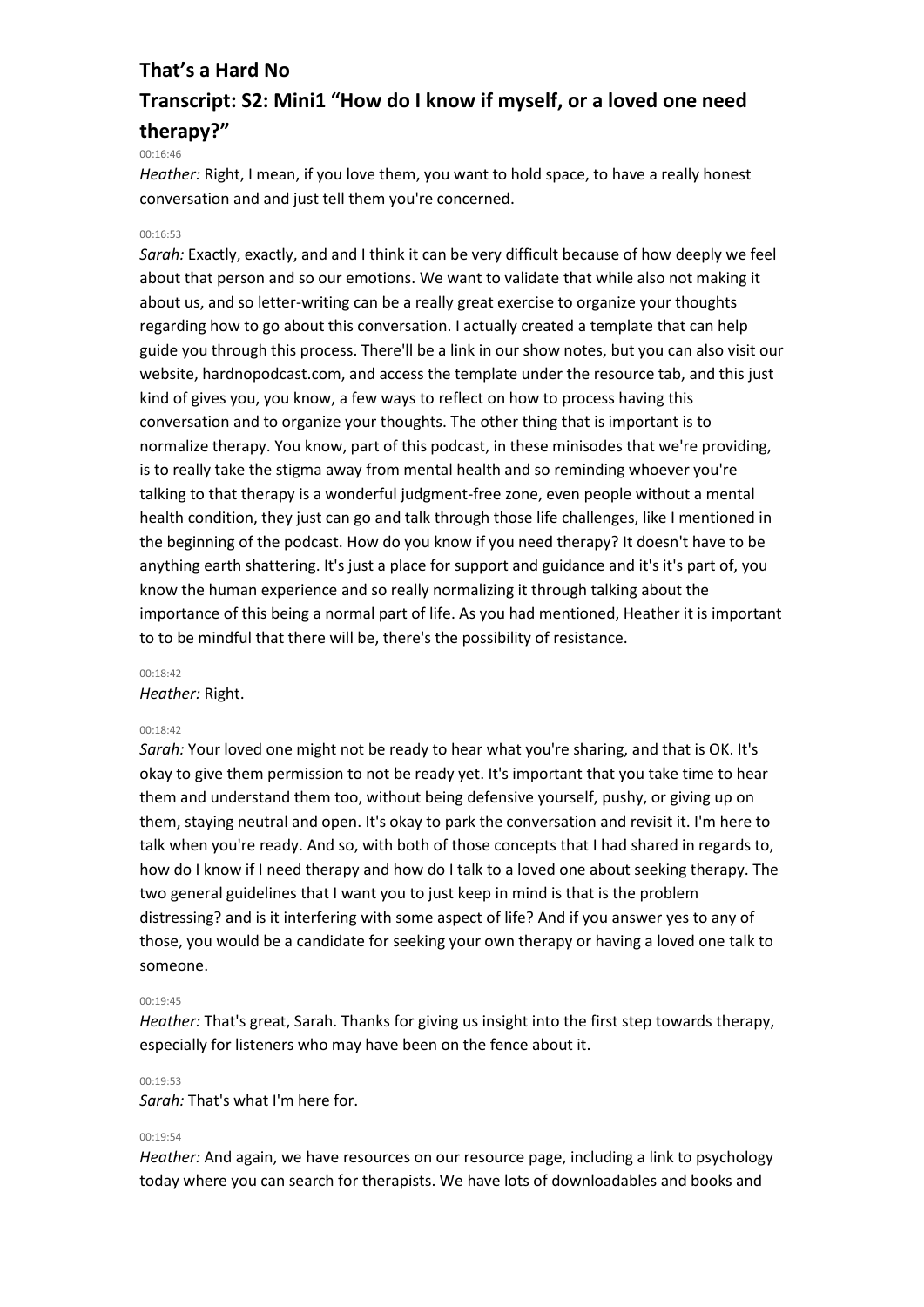## That's a Hard No

## Transcript: S2: Mini1 "How do I know if myself, or a loved one need therapy?"

00:16:46

*Heather:* Right, I mean, if you love them, you want to hold space, to have a really honest conversation and and just tell them you're concerned.

00:16:53

*Sarah:* Exactly, exactly, and and I think it can be very difficult because of how deeply we feel about that person and so our emotions. We want to validate that while also not making it about us, and so letter-writing can be a really great exercise to organize your thoughts regarding how to go about this conversation. I actually created a template that can help guide you through this process. There'll be a link in our show notes, but you can also visit our website, hardnopodcast.com, and access the template under the resource tab, and this just kind of gives you, you know, a few ways to reflect on how to process having this conversation and to organize your thoughts. The other thing that is important is to normalize therapy. You know, part of this podcast, in these minisodes that we're providing, is to really take the stigma away from mental health and so reminding whoever you're talking to that therapy is a wonderful judgment-free zone, even people without a mental health condition, they just can go and talk through those life challenges, like I mentioned in the beginning of the podcast. How do you know if you need therapy? It doesn't have to be anything earth shattering. It's just a place for support and guidance and it's it's part of, you know the human experience and so really normalizing it through talking about the importance of this being a normal part of life. As you had mentioned, Heather it is important to to be mindful that there will be, there's the possibility of resistance.

00:18:42

*Heather:* Right.

00:18:42

*Sarah:* Your loved one might not be ready to hear what you're sharing, and that is OK. It's okay to give them permission to not be ready yet. It's important that you take time to hear them and understand them too, without being defensive yourself, pushy, or giving up on them, staying neutral and open. It's okay to park the conversation and revisit it. I'm here to talk when you're ready. And so, with both of those concepts that I had shared in regards to, how do I know if I need therapy and how do I talk to a loved one about seeking therapy. The two general guidelines that I want you to just keep in mind is that is the problem distressing? and is it interfering with some aspect of life? And if you answer yes to any of those, you would be a candidate for seeking your own therapy or having a loved one talk to someone.

00:19:45

*Heather:* That's great, Sarah. Thanks for giving us insight into the first step towards therapy, especially for listeners who may have been on the fence about it.

00:19:53

*Sarah:* That's what I'm here for.

00:19:54

*Heather:* And again, we have resources on our resource page, including a link to psychology today where you can search for therapists. We have lots of downloadables and books and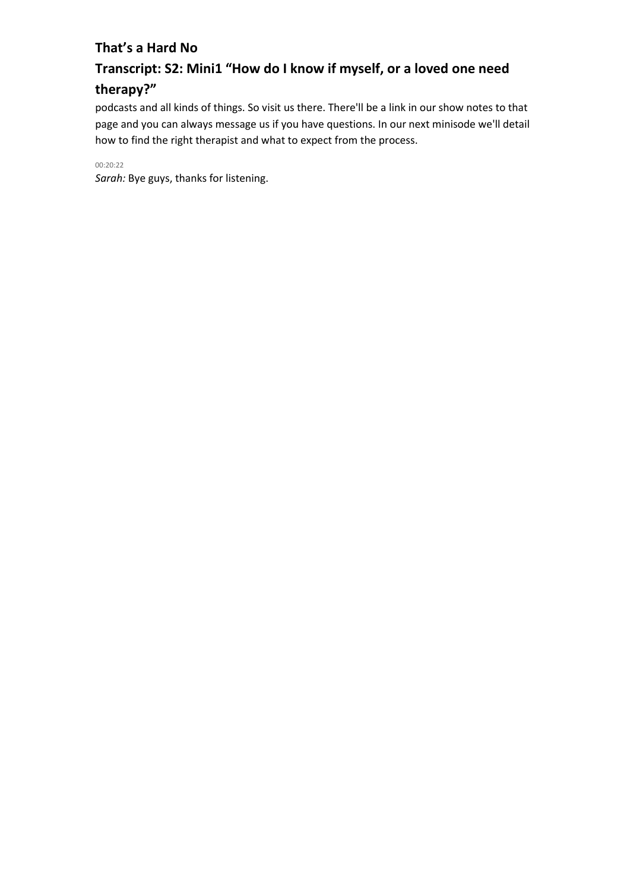podcasts and all kinds of things. So visit us there. There'll be a link in our show notes to that page and you can always message us if you have questions. In our next minisode we'll detail how to find the right therapist and what to expect from the process.

00:20:22

*Sarah:* Bye guys, thanks for listening.